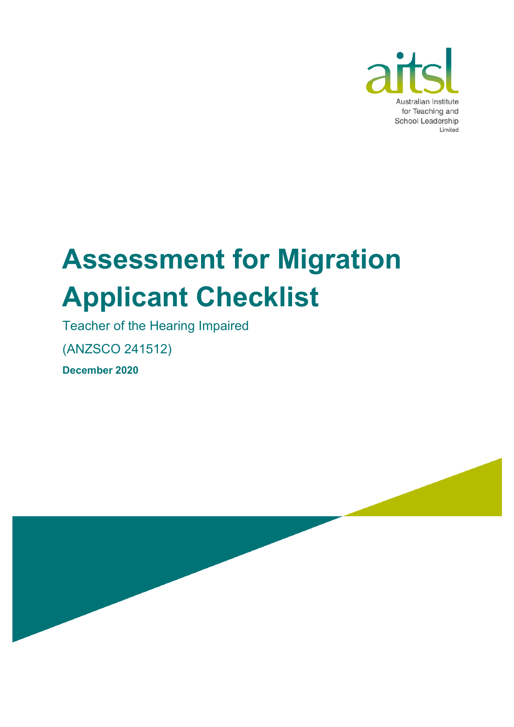aitsl

Australian Institute for Teaching and School Leadership Limited

# Assessment for Migration Applicant Checklist

Teacher of the Hearing Impaired

(ANZSCO 241512)

**December 2020**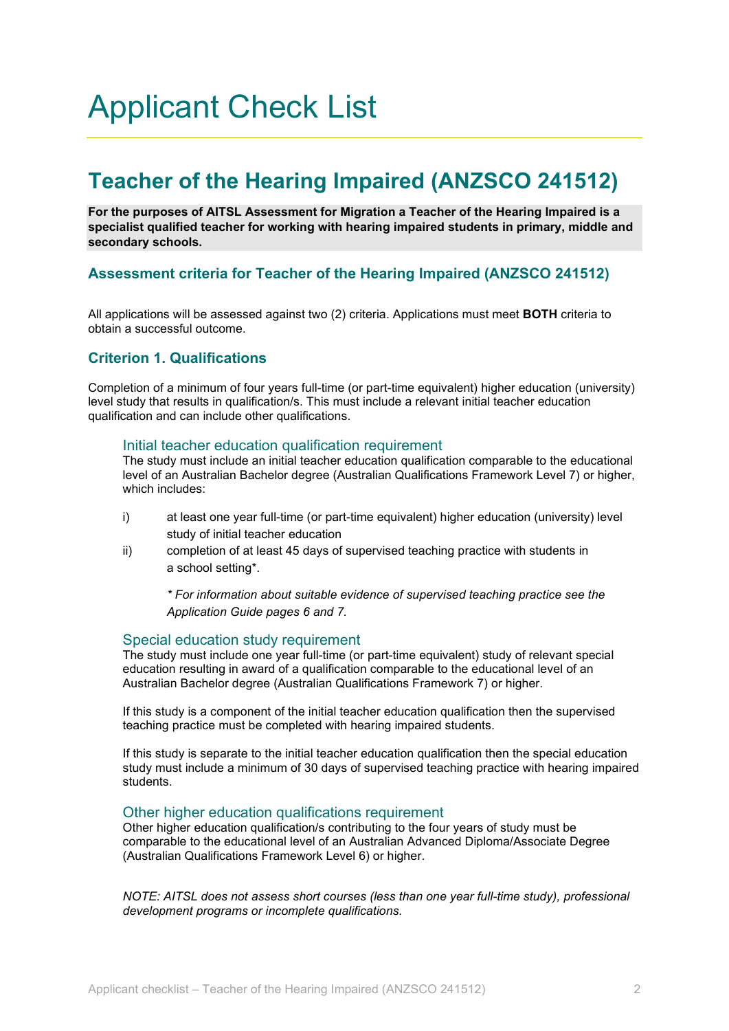# Applicant Check List

## Teacher of the Hearing Impaired (ANZSCO 241512)

**For the purposes of AITSL Assessment for Migration a Teacher of the Hearing Impaired is a specialist qualified teacher for working with hearing impaired students in primary, middle and secondary schools.**

### Assessment criteria for Teacher of the Hearing Impaired (ANZSCO 241512)

All applications will be assessed against two (2) criteria. Applications must meet **BOTH** criteria to obtain a successful outcome.

### Criterion 1. Qualifications

Completion of a minimum of four years full-time (or part-time equivalent) higher education (university) level study that results in qualification/s. This must include a relevant initial teacher education qualification and can include other qualifications.

#### Initial teacher education qualification requirement

The study must include an initial teacher education qualification comparable to the educational level of an Australian Bachelor degree (Australian Qualifications Framework Level 7) or higher, which includes:

i) at least one year full-time (or part-time equivalent) higher education (university) level study of initial teacher education

ii) completion of at least 45 days of supervised teaching practice with students in a school setting*.

*\* For information about suitable evidence of supervised teaching practice see the Application Guide pages 6 and 7.*

#### Special education study requirement

The study must include one year full-time (or part-time equivalent) study of relevant special education resulting in award of a qualification comparable to the educational level of an Australian Bachelor degree (Australian Qualifications Framework 7) or higher.

If this study is a component of the initial teacher education qualification then the supervised teaching practice must be completed with hearing impaired students.

If this study is separate to the initial teacher education qualification then the special education study must include a minimum of 30 days of supervised teaching practice with hearing impaired students.

#### Other higher education qualifications requirement

Other higher education qualification/s contributing to the four years of study must be comparable to the educational level of an Australian Advanced Diploma/Associate Degree (Australian Qualifications Framework Level 6) or higher.

*NOTE: AITSL does not assess short courses (less than one year full-time study), professional development programs or incomplete qualifications.*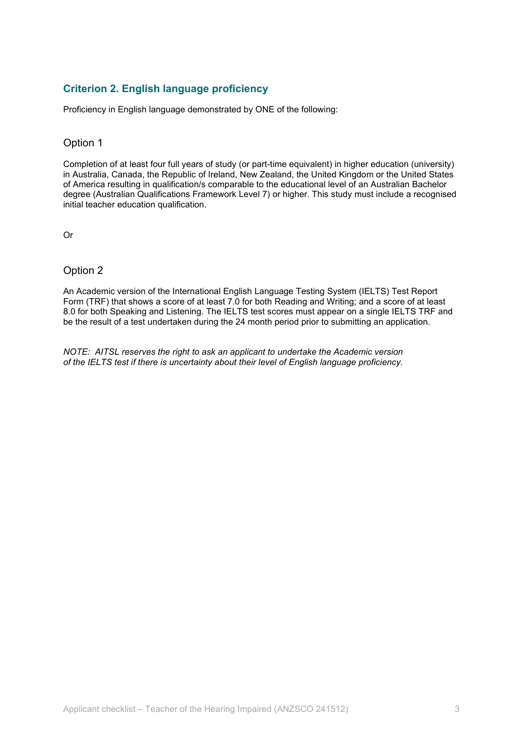## Criterion 2. English language proficiency

Proficiency in English language demonstrated by ONE of the following:

### Option 1

Completion of at least four full years of study (or part-time equivalent) in higher education (university) in Australia, Canada, the Republic of Ireland, New Zealand, the United Kingdom or the United States of America resulting in qualification/s comparable to the educational level of an Australian Bachelor degree (Australian Qualifications Framework Level 7) or higher. This study must include a recognised initial teacher education qualification.

Or

### Option 2

An Academic version of the International English Language Testing System (IELTS) Test Report Form (TRF) that shows a score of at least 7.0 for both Reading and Writing; and a score of at least 8.0 for both Speaking and Listening. The IELTS test scores must appear on a single IELTS TRF and be the result of a test undertaken during the 24 month period prior to submitting an application.

*NOTE: AITSL reserves the right to ask an applicant to undertake the Academic version of the IELTS test if there is uncertainty about their level of English language proficiency.*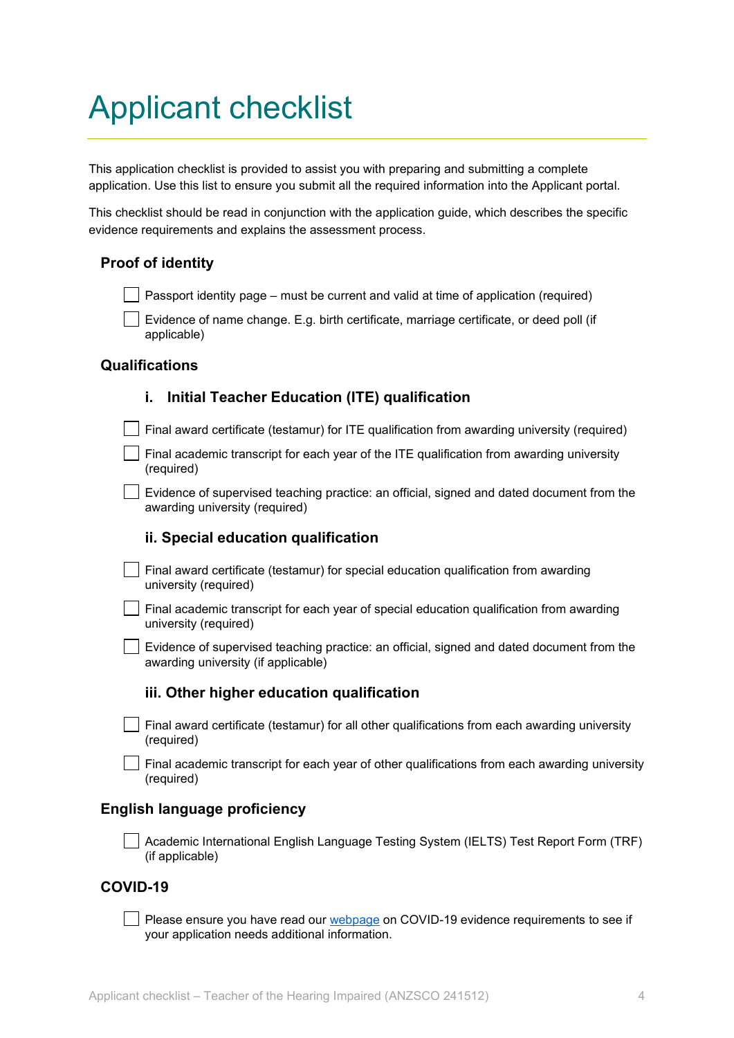# Applicant checklist

This application checklist is provided to assist you with preparing and submitting a complete application. Use this list to ensure you submit all the required information into the Applicant portal.

This checklist should be read in conjunction with the application guide, which describes the specific evidence requirements and explains the assessment process.

## Proof of identity

- [ ] Passport identity page – must be current and valid at time of application (required)
- [ ] Evidence of name change. E.g. birth certificate, marriage certificate, or deed poll (if applicable)

## Qualifications

### i. Initial Teacher Education (ITE) qualification

- [ ] Final award certificate (testamur) for ITE qualification from awarding university (required)
- [ ] Final academic transcript for each year of the ITE qualification from awarding university (required)
- [ ] Evidence of supervised teaching practice: an official, signed and dated document from the awarding university (required)

### ii. Special education qualification

- [ ] Final award certificate (testamur) for special education qualification from awarding university (required)
- [ ] Final academic transcript for each year of special education qualification from awarding university (required)
- [ ] Evidence of supervised teaching practice: an official, signed and dated document from the awarding university (if applicable)

### iii. Other higher education qualification

- [ ] Final award certificate (testamur) for all other qualifications from each awarding university (required)
- [ ] Final academic transcript for each year of other qualifications from each awarding university (required)

## English language proficiency

- [ ] Academic International English Language Testing System (IELTS) Test Report Form (TRF) (if applicable)

## COVID-19

- [ ] Please ensure you have read our webpage on COVID-19 evidence requirements to see if your application needs additional information.